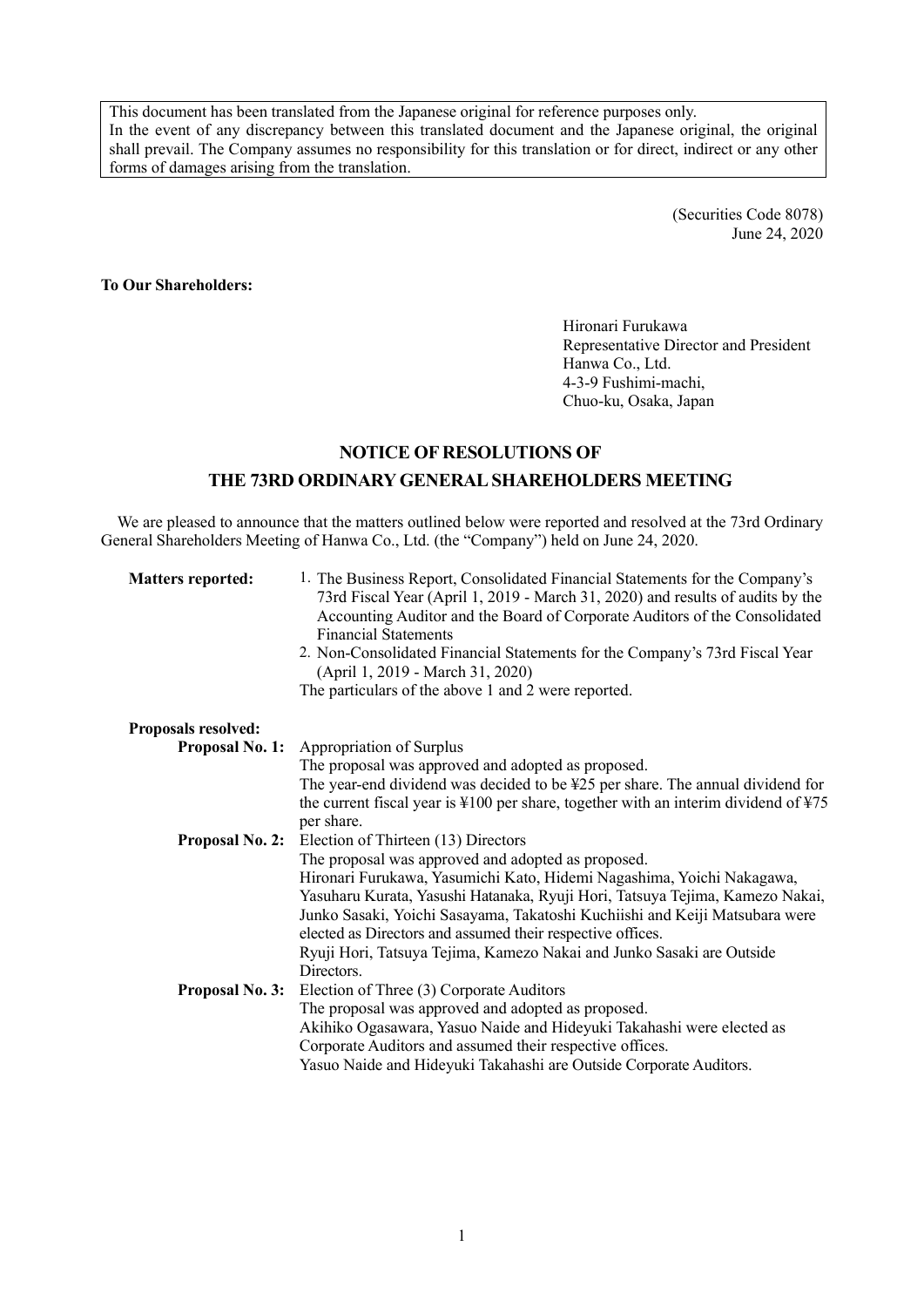This document has been translated from the Japanese original for reference purposes only.
In the event of any discrepancy between this translated document and the Japanese original, the original shall prevail. The Company assumes no responsibility for this translation or for direct, indirect or any other forms of damages arising from the translation.

(Securities Code 8078)
June 24, 2020

**To Our Shareholders:**

Hironari Furukawa
Representative Director and President
Hanwa Co., Ltd.
4-3-9 Fushimi-machi,
Chuo-ku, Osaka, Japan

## NOTICE OF RESOLUTIONS OF THE 73RD ORDINARY GENERAL SHAREHOLDERS MEETING

We are pleased to announce that the matters outlined below were reported and resolved at the 73rd Ordinary General Shareholders Meeting of Hanwa Co., Ltd. (the "Company") held on June 24, 2020.

**Matters reported:**

1. The Business Report, Consolidated Financial Statements for the Company's 73rd Fiscal Year (April 1, 2019 - March 31, 2020) and results of audits by the Accounting Auditor and the Board of Corporate Auditors of the Consolidated Financial Statements
2. Non-Consolidated Financial Statements for the Company's 73rd Fiscal Year (April 1, 2019 - March 31, 2020)

The particulars of the above 1 and 2 were reported.

**Proposals resolved:**

**Proposal No. 1:** Appropriation of Surplus
The proposal was approved and adopted as proposed.
The year-end dividend was decided to be ¥25 per share. The annual dividend for the current fiscal year is ¥100 per share, together with an interim dividend of ¥75 per share.

**Proposal No. 2:** Election of Thirteen (13) Directors
The proposal was approved and adopted as proposed.
Hironari Furukawa, Yasumichi Kato, Hidemi Nagashima, Yoichi Nakagawa, Yasuharu Kurata, Yasushi Hatanaka, Ryuji Hori, Tatsuya Tejima, Kamezo Nakai, Junko Sasaki, Yoichi Sasayama, Takatoshi Kuchiishi and Keiji Matsubara were elected as Directors and assumed their respective offices.
Ryuji Hori, Tatsuya Tejima, Kamezo Nakai and Junko Sasaki are Outside Directors.

**Proposal No. 3:** Election of Three (3) Corporate Auditors
The proposal was approved and adopted as proposed.
Akihiko Ogasawara, Yasuo Naide and Hideyuki Takahashi were elected as Corporate Auditors and assumed their respective offices.
Yasuo Naide and Hideyuki Takahashi are Outside Corporate Auditors.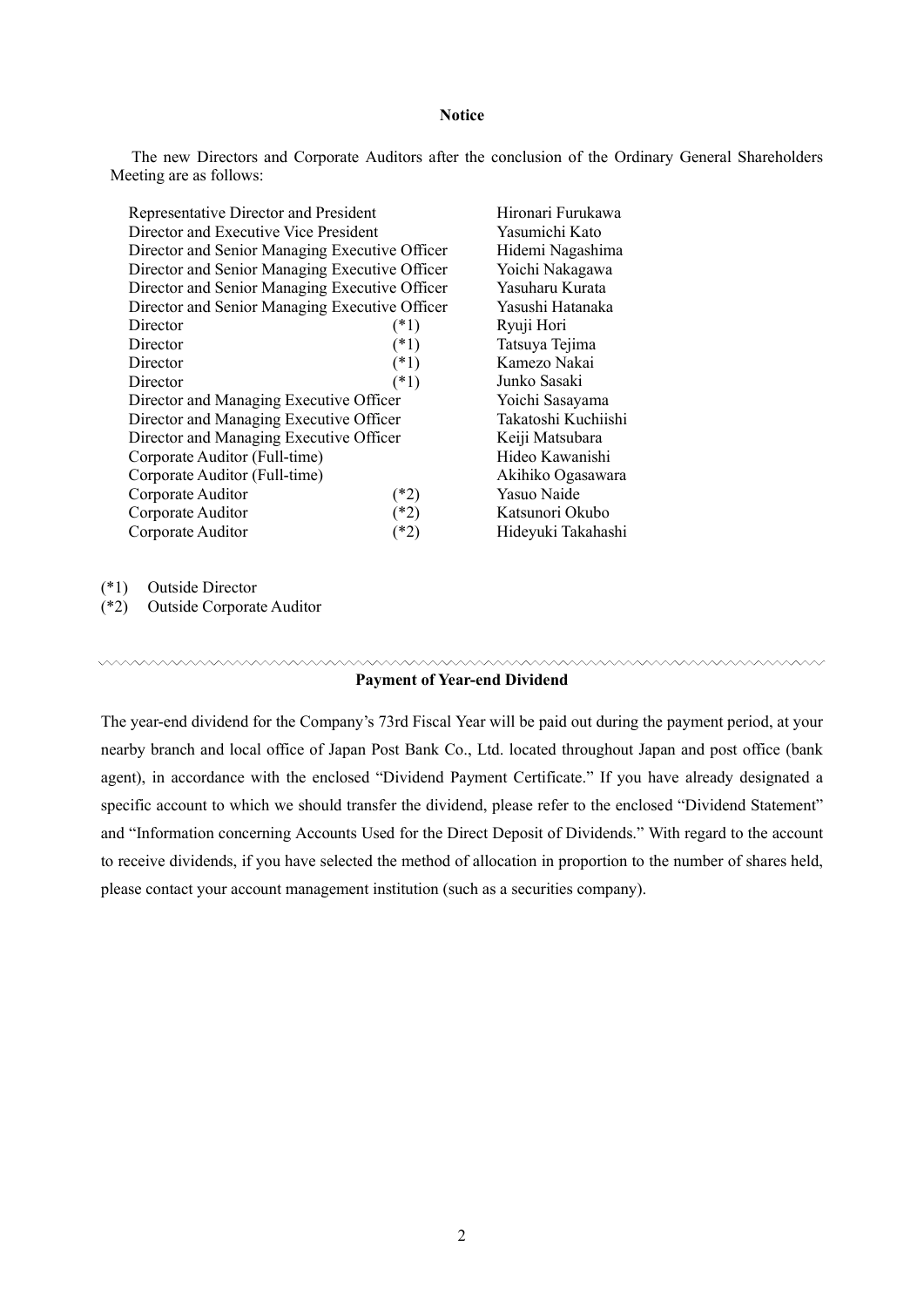**Notice**

The new Directors and Corporate Auditors after the conclusion of the Ordinary General Shareholders Meeting are as follows:

| | | |
|---|---|---|
| Representative Director and President | | Hironari Furukawa |
| Director and Executive Vice President | | Yasumichi Kato |
| Director and Senior Managing Executive Officer | | Hidemi Nagashima |
| Director and Senior Managing Executive Officer | | Yoichi Nakagawa |
| Director and Senior Managing Executive Officer | | Yasuharu Kurata |
| Director and Senior Managing Executive Officer | | Yasushi Hatanaka |
| Director | (*1) | Ryuji Hori |
| Director | (*1) | Tatsuya Tejima |
| Director | (*1) | Kamezo Nakai |
| Director | (*1) | Junko Sasaki |
| Director and Managing Executive Officer | | Yoichi Sasayama |
| Director and Managing Executive Officer | | Takatoshi Kuchiishi |
| Director and Managing Executive Officer | | Keiji Matsubara |
| Corporate Auditor (Full-time) | | Hideo Kawanishi |
| Corporate Auditor (Full-time) | | Akihiko Ogasawara |
| Corporate Auditor | (*2) | Yasuo Naide |
| Corporate Auditor | (*2) | Katsunori Okubo |
| Corporate Auditor | (*2) | Hideyuki Takahashi |

(*1) Outside Director
(*2) Outside Corporate Auditor

**Payment of Year-end Dividend**

The year-end dividend for the Company's 73rd Fiscal Year will be paid out during the payment period, at your nearby branch and local office of Japan Post Bank Co., Ltd. located throughout Japan and post office (bank agent), in accordance with the enclosed "Dividend Payment Certificate." If you have already designated a specific account to which we should transfer the dividend, please refer to the enclosed "Dividend Statement" and "Information concerning Accounts Used for the Direct Deposit of Dividends." With regard to the account to receive dividends, if you have selected the method of allocation in proportion to the number of shares held, please contact your account management institution (such as a securities company).